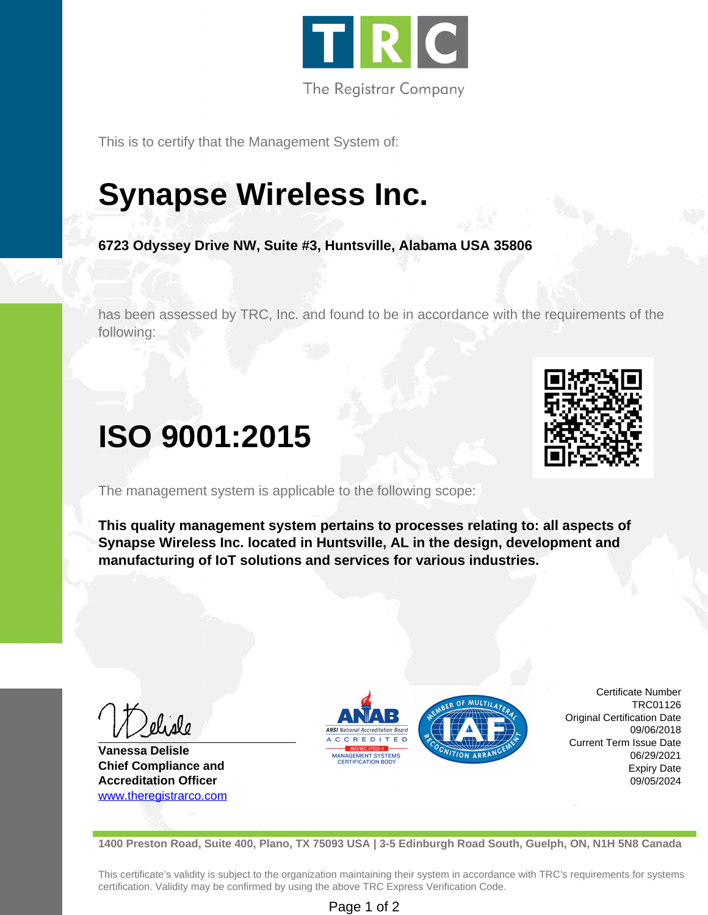TRC

The Registrar Company

This is to certify that the Management System of:

# Synapse Wireless Inc.

**6723 Odyssey Drive NW, Suite #3, Huntsville, Alabama USA 35806**

has been assessed by TRC, Inc. and found to be in accordance with the requirements of the following:

# ISO 9001:2015

The management system is applicable to the following scope:

**This quality management system pertains to processes relating to: all aspects of Synapse Wireless Inc. located in Huntsville, AL in the design, development and manufacturing of IoT solutions and services for various industries.**

**Vanessa Delisle**
**Chief Compliance and Accreditation Officer**
www.theregistrarco.com

ANAB ANSI National Accreditation Board ACCREDITED ISO/IEC 17021-1 MANAGEMENT SYSTEMS CERTIFICATION BODY

IAF MEMBER OF MULTILATERAL RECOGNITION ARRANGEMENT

Certificate Number
TRC01126
Original Certification Date
09/06/2018
Current Term Issue Date
06/29/2021
Expiry Date
09/05/2024

**1400 Preston Road, Suite 400, Plano, TX 75093 USA | 3-5 Edinburgh Road South, Guelph, ON, N1H 5N8 Canada**

This certificate's validity is subject to the organization maintaining their system in accordance with TRC's requirements for systems certification. Validity may be confirmed by using the above TRC Express Verification Code.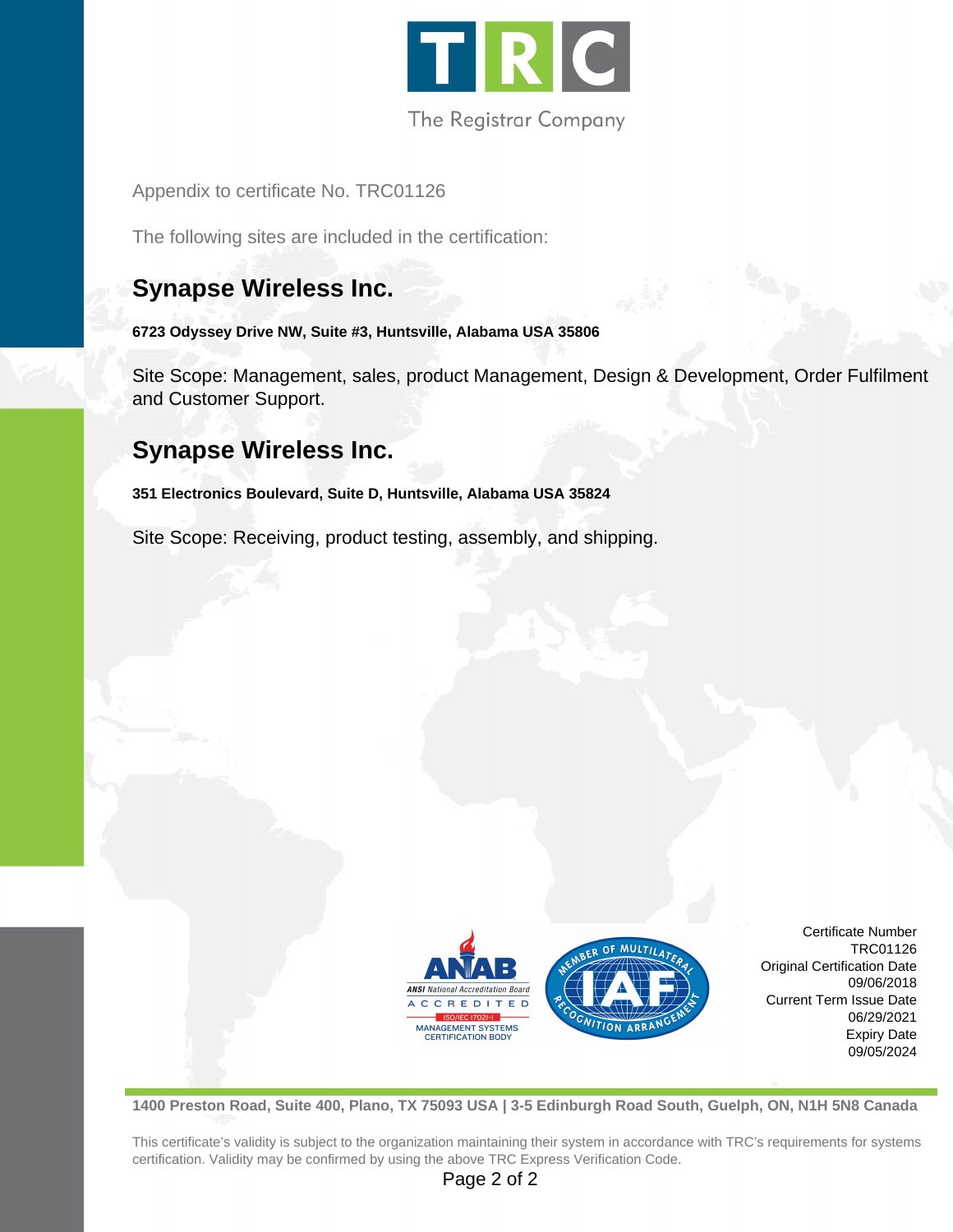Appendix to certificate No. TRC01126

The following sites are included in the certification:

## Synapse Wireless Inc.

**6723 Odyssey Drive NW, Suite #3, Huntsville, Alabama USA 35806**

Site Scope: Management, sales, product Management, Design & Development, Order Fulfilment and Customer Support.

## Synapse Wireless Inc.

**351 Electronics Boulevard, Suite D, Huntsville, Alabama USA 35824**

Site Scope: Receiving, product testing, assembly, and shipping.

Certificate Number
TRC01126
Original Certification Date
09/06/2018
Current Term Issue Date
06/29/2021
Expiry Date
09/05/2024

**1400 Preston Road, Suite 400, Plano, TX 75093 USA | 3-5 Edinburgh Road South, Guelph, ON, N1H 5N8 Canada**

This certificate's validity is subject to the organization maintaining their system in accordance with TRC's requirements for systems certification. Validity may be confirmed by using the above TRC Express Verification Code.